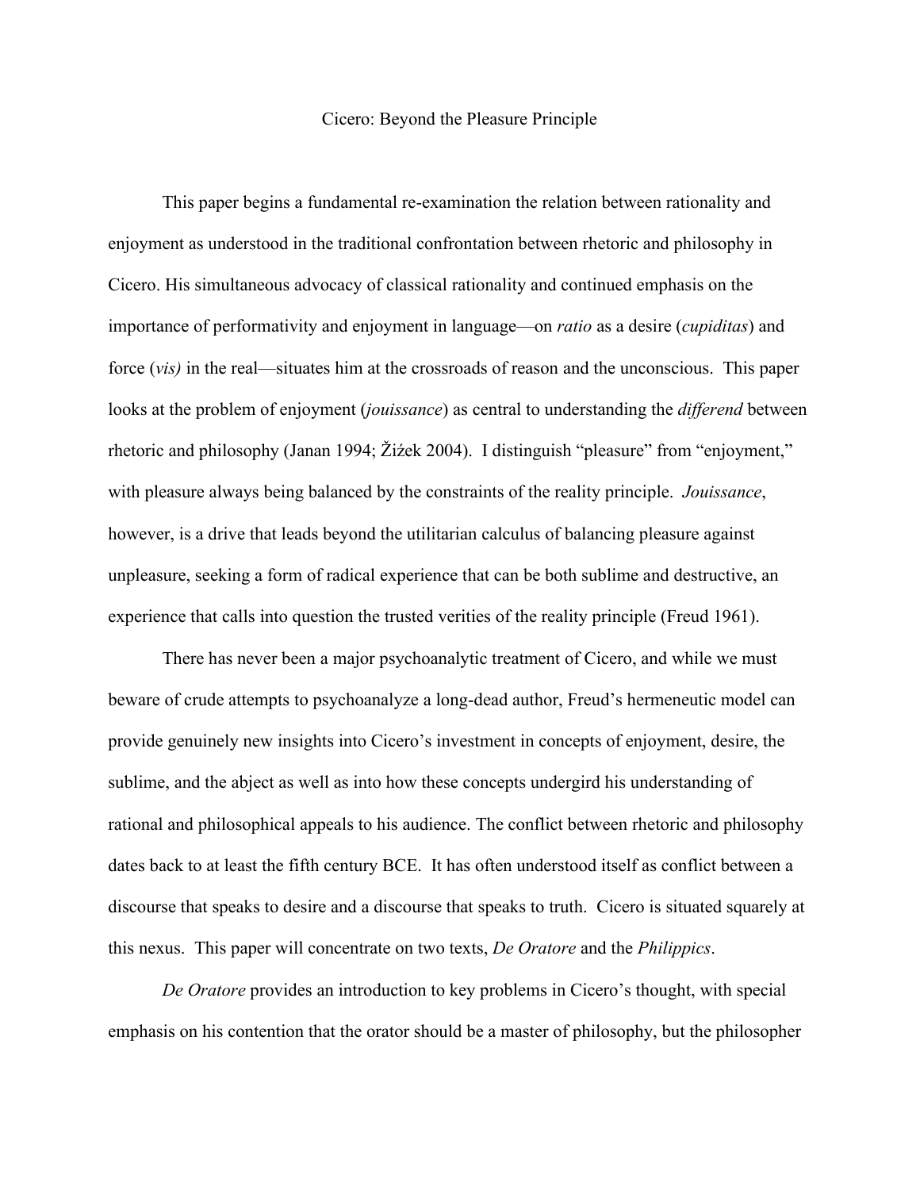# Cicero: Beyond the Pleasure Principle

This paper begins a fundamental re-examination the relation between rationality and enjoyment as understood in the traditional confrontation between rhetoric and philosophy in Cicero. His simultaneous advocacy of classical rationality and continued emphasis on the importance of performativity and enjoyment in language—on *ratio* as a desire (*cupiditas*) and force (*vis)* in the real—situates him at the crossroads of reason and the unconscious. This paper looks at the problem of enjoyment (*jouissance*) as central to understanding the *differend* between rhetoric and philosophy (Janan 1994; Žiźek 2004). I distinguish "pleasure" from "enjoyment," with pleasure always being balanced by the constraints of the reality principle. *Jouissance*, however, is a drive that leads beyond the utilitarian calculus of balancing pleasure against unpleasure, seeking a form of radical experience that can be both sublime and destructive, an experience that calls into question the trusted verities of the reality principle (Freud 1961).

There has never been a major psychoanalytic treatment of Cicero, and while we must beware of crude attempts to psychoanalyze a long-dead author, Freud's hermeneutic model can provide genuinely new insights into Cicero's investment in concepts of enjoyment, desire, the sublime, and the abject as well as into how these concepts undergird his understanding of rational and philosophical appeals to his audience. The conflict between rhetoric and philosophy dates back to at least the fifth century BCE. It has often understood itself as conflict between a discourse that speaks to desire and a discourse that speaks to truth. Cicero is situated squarely at this nexus. This paper will concentrate on two texts, *De Oratore* and the *Philippics*.

*De Oratore* provides an introduction to key problems in Cicero's thought, with special emphasis on his contention that the orator should be a master of philosophy, but the philosopher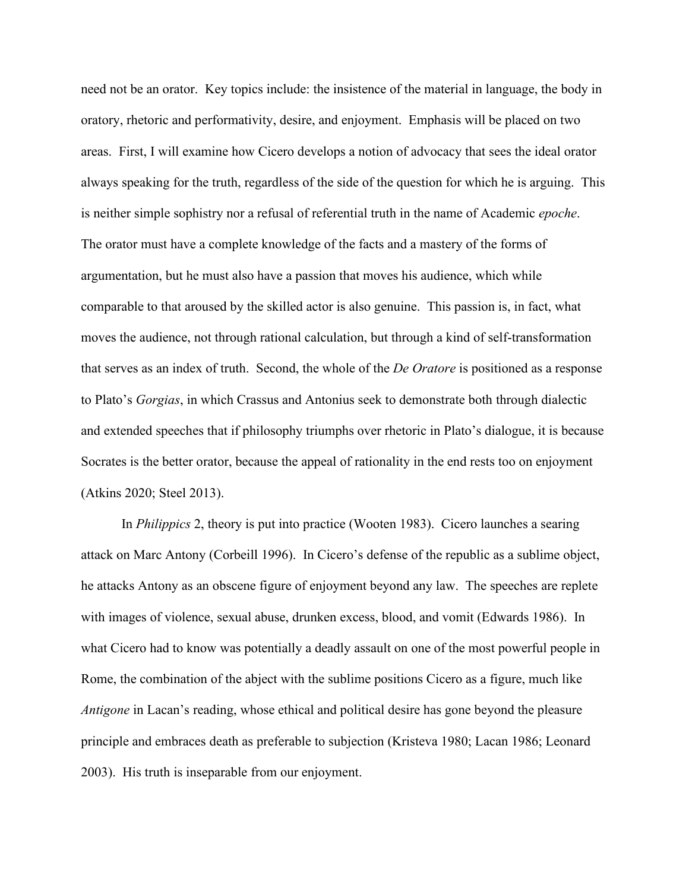need not be an orator. Key topics include: the insistence of the material in language, the body in oratory, rhetoric and performativity, desire, and enjoyment. Emphasis will be placed on two areas. First, I will examine how Cicero develops a notion of advocacy that sees the ideal orator always speaking for the truth, regardless of the side of the question for which he is arguing. This is neither simple sophistry nor a refusal of referential truth in the name of Academic *epoche*. The orator must have a complete knowledge of the facts and a mastery of the forms of argumentation, but he must also have a passion that moves his audience, which while comparable to that aroused by the skilled actor is also genuine. This passion is, in fact, what moves the audience, not through rational calculation, but through a kind of self-transformation that serves as an index of truth. Second, the whole of the *De Oratore* is positioned as a response to Plato's *Gorgias*, in which Crassus and Antonius seek to demonstrate both through dialectic and extended speeches that if philosophy triumphs over rhetoric in Plato's dialogue, it is because Socrates is the better orator, because the appeal of rationality in the end rests too on enjoyment (Atkins 2020; Steel 2013).

In *Philippics* 2, theory is put into practice (Wooten 1983). Cicero launches a searing attack on Marc Antony (Corbeill 1996). In Cicero's defense of the republic as a sublime object, he attacks Antony as an obscene figure of enjoyment beyond any law. The speeches are replete with images of violence, sexual abuse, drunken excess, blood, and vomit (Edwards 1986). In what Cicero had to know was potentially a deadly assault on one of the most powerful people in Rome, the combination of the abject with the sublime positions Cicero as a figure, much like *Antigone* in Lacan's reading, whose ethical and political desire has gone beyond the pleasure principle and embraces death as preferable to subjection (Kristeva 1980; Lacan 1986; Leonard 2003). His truth is inseparable from our enjoyment.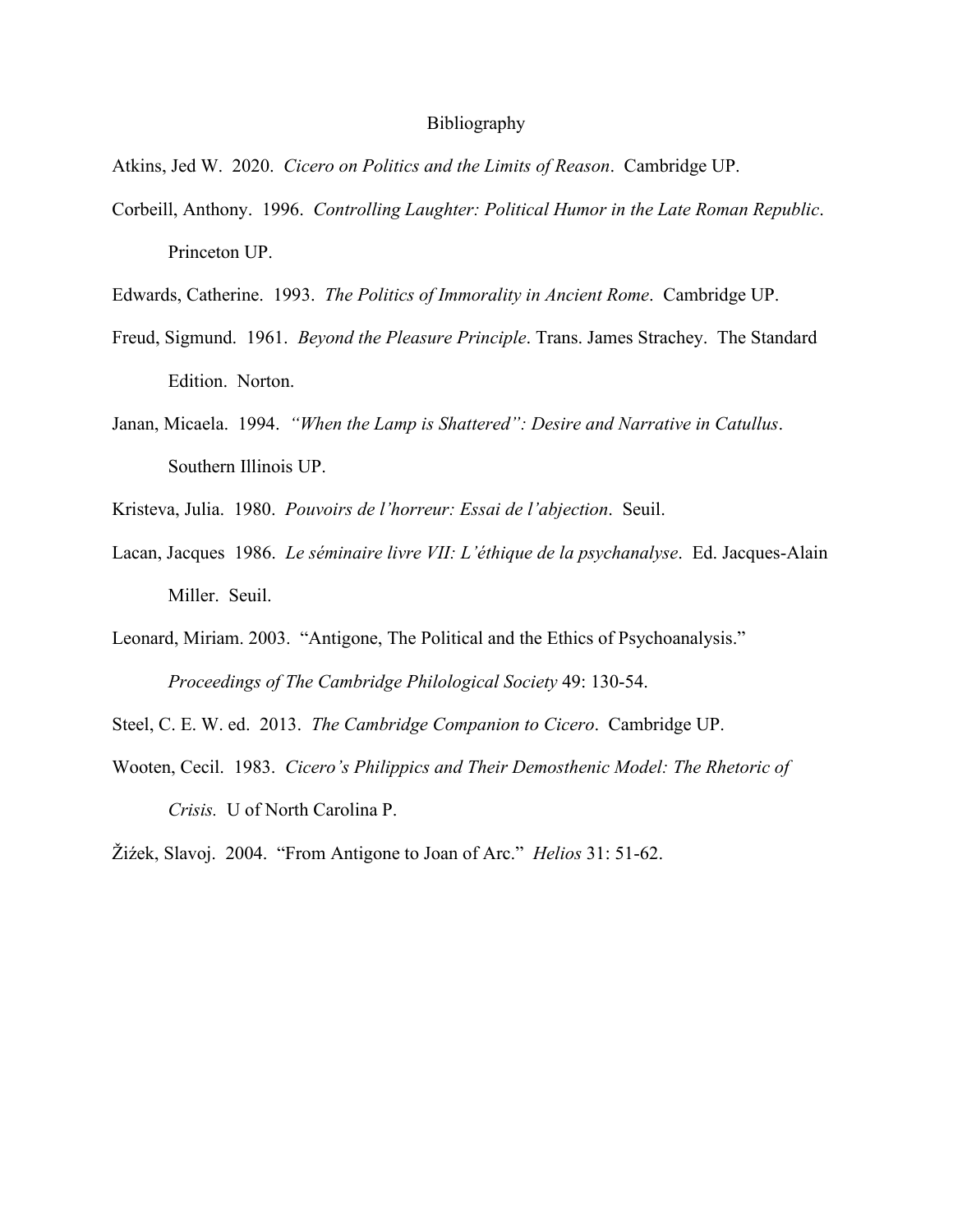# Bibliography

Atkins, Jed W. 2020. *Cicero on Politics and the Limits of Reason*. Cambridge UP.

Corbeill, Anthony. 1996. *Controlling Laughter: Political Humor in the Late Roman Republic*. Princeton UP.

Edwards, Catherine. 1993. *The Politics of Immorality in Ancient Rome*. Cambridge UP.

Freud, Sigmund. 1961. *Beyond the Pleasure Principle*. Trans. James Strachey. The Standard Edition. Norton.

Janan, Micaela. 1994. *"When the Lamp is Shattered": Desire and Narrative in Catullus*. Southern Illinois UP.

Kristeva, Julia. 1980. *Pouvoirs de l'horreur: Essai de l'abjection*. Seuil.

Lacan, Jacques 1986. *Le séminaire livre VII: L'éthique de la psychanalyse*. Ed. Jacques-Alain Miller. Seuil.

Leonard, Miriam. 2003. "Antigone, The Political and the Ethics of Psychoanalysis." *Proceedings of The Cambridge Philological Society* 49: 130-54.

Steel, C. E. W. ed. 2013. *The Cambridge Companion to Cicero*. Cambridge UP.

Wooten, Cecil. 1983. *Cicero's Philippics and Their Demosthenic Model: The Rhetoric of Crisis.* U of North Carolina P.

Žiźek, Slavoj. 2004. "From Antigone to Joan of Arc." *Helios* 31: 51-62.